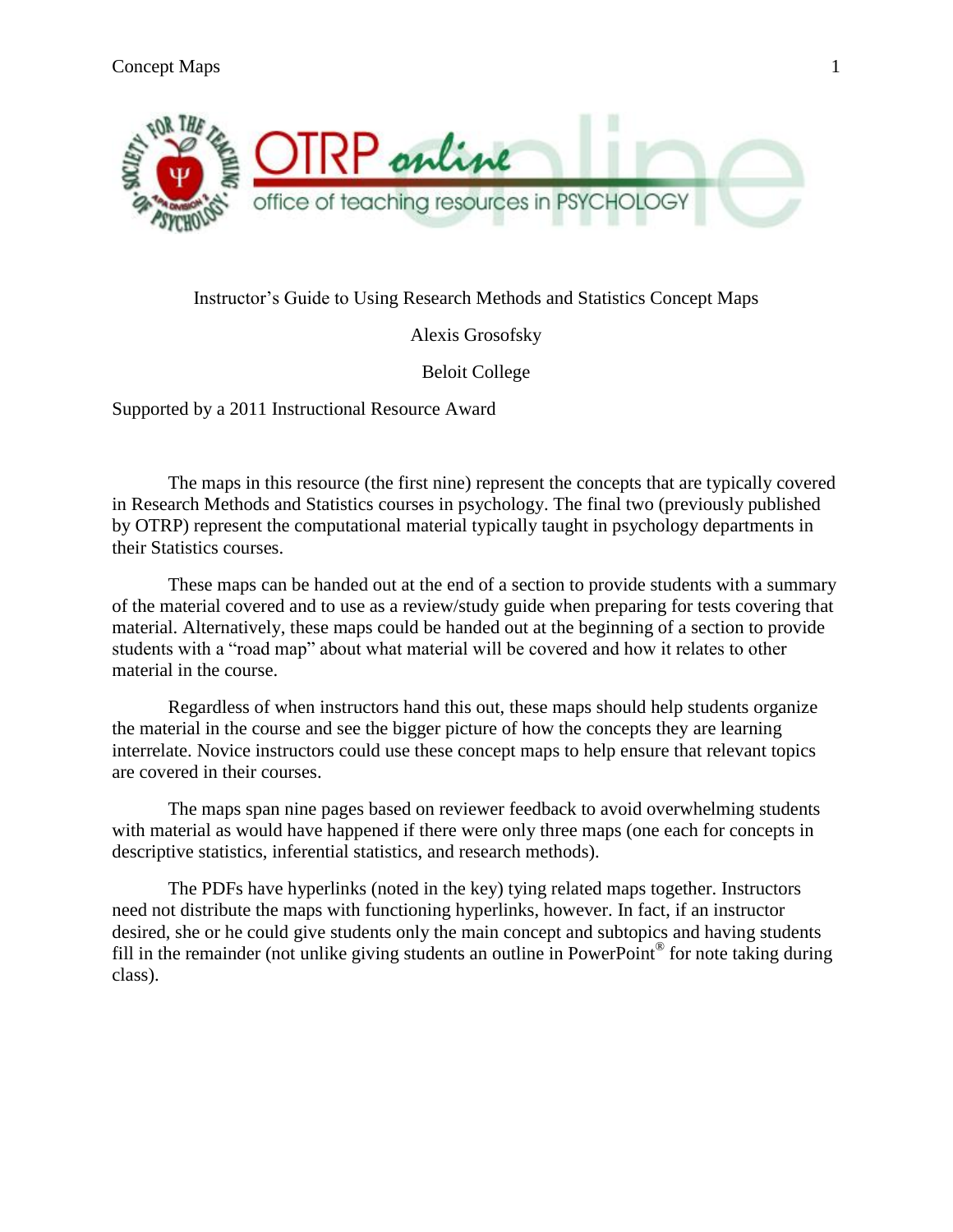# Instructor's Guide to Using Research Methods and Statistics Concept Maps

Alexis Grosofsky

Beloit College

Supported by a 2011 Instructional Resource Award

The maps in this resource (the first nine) represent the concepts that are typically covered in Research Methods and Statistics courses in psychology. The final two (previously published by OTRP) represent the computational material typically taught in psychology departments in their Statistics courses.

These maps can be handed out at the end of a section to provide students with a summary of the material covered and to use as a review/study guide when preparing for tests covering that material. Alternatively, these maps could be handed out at the beginning of a section to provide students with a "road map" about what material will be covered and how it relates to other material in the course.

Regardless of when instructors hand this out, these maps should help students organize the material in the course and see the bigger picture of how the concepts they are learning interrelate. Novice instructors could use these concept maps to help ensure that relevant topics are covered in their courses.

The maps span nine pages based on reviewer feedback to avoid overwhelming students with material as would have happened if there were only three maps (one each for concepts in descriptive statistics, inferential statistics, and research methods).

The PDFs have hyperlinks (noted in the key) tying related maps together. Instructors need not distribute the maps with functioning hyperlinks, however. In fact, if an instructor desired, she or he could give students only the main concept and subtopics and having students fill in the remainder (not unlike giving students an outline in PowerPoint® for note taking during class).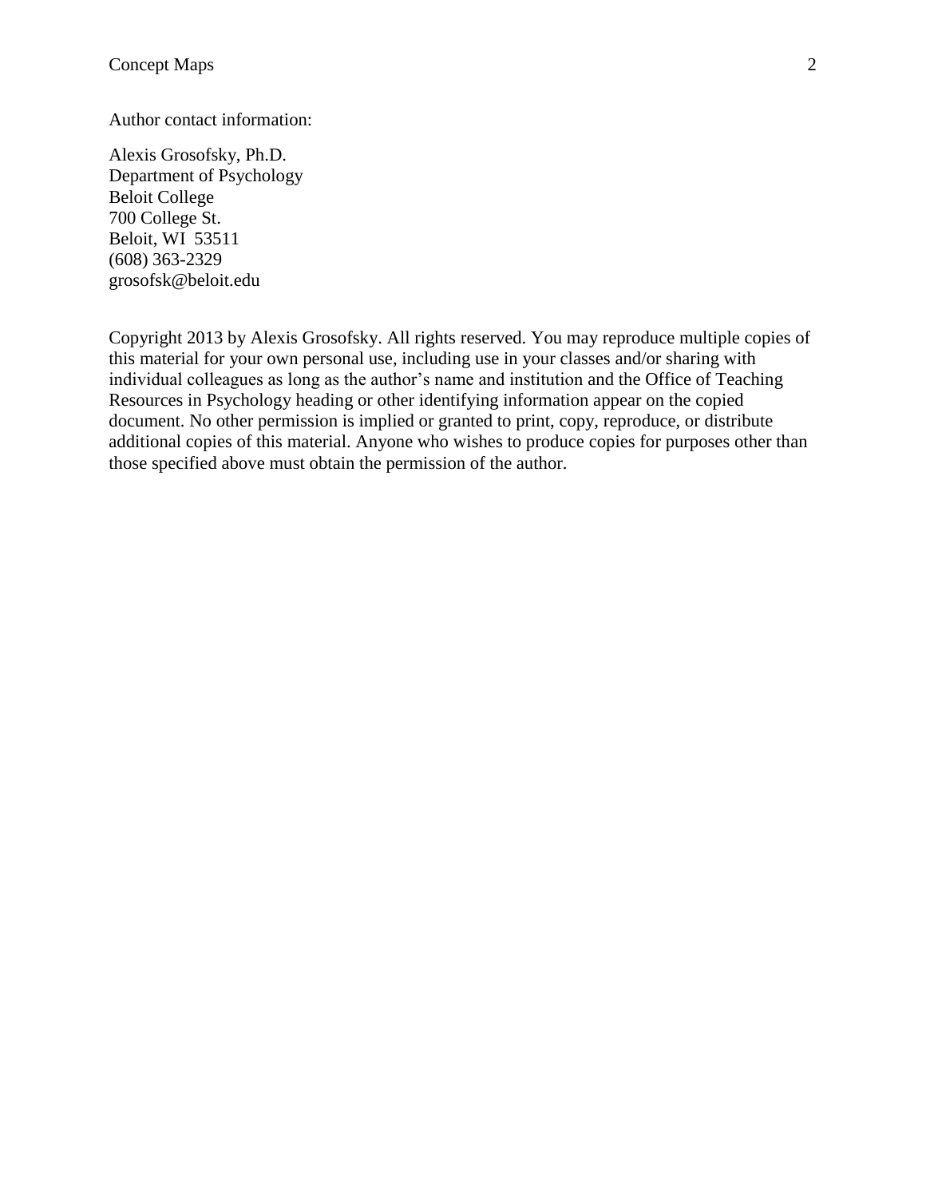Author contact information:

Alexis Grosofsky, Ph.D.
Department of Psychology
Beloit College
700 College St.
Beloit, WI 53511
(608) 363-2329
grosofsk@beloit.edu

Copyright 2013 by Alexis Grosofsky. All rights reserved. You may reproduce multiple copies of this material for your own personal use, including use in your classes and/or sharing with individual colleagues as long as the author's name and institution and the Office of Teaching Resources in Psychology heading or other identifying information appear on the copied document. No other permission is implied or granted to print, copy, reproduce, or distribute additional copies of this material. Anyone who wishes to produce copies for purposes other than those specified above must obtain the permission of the author.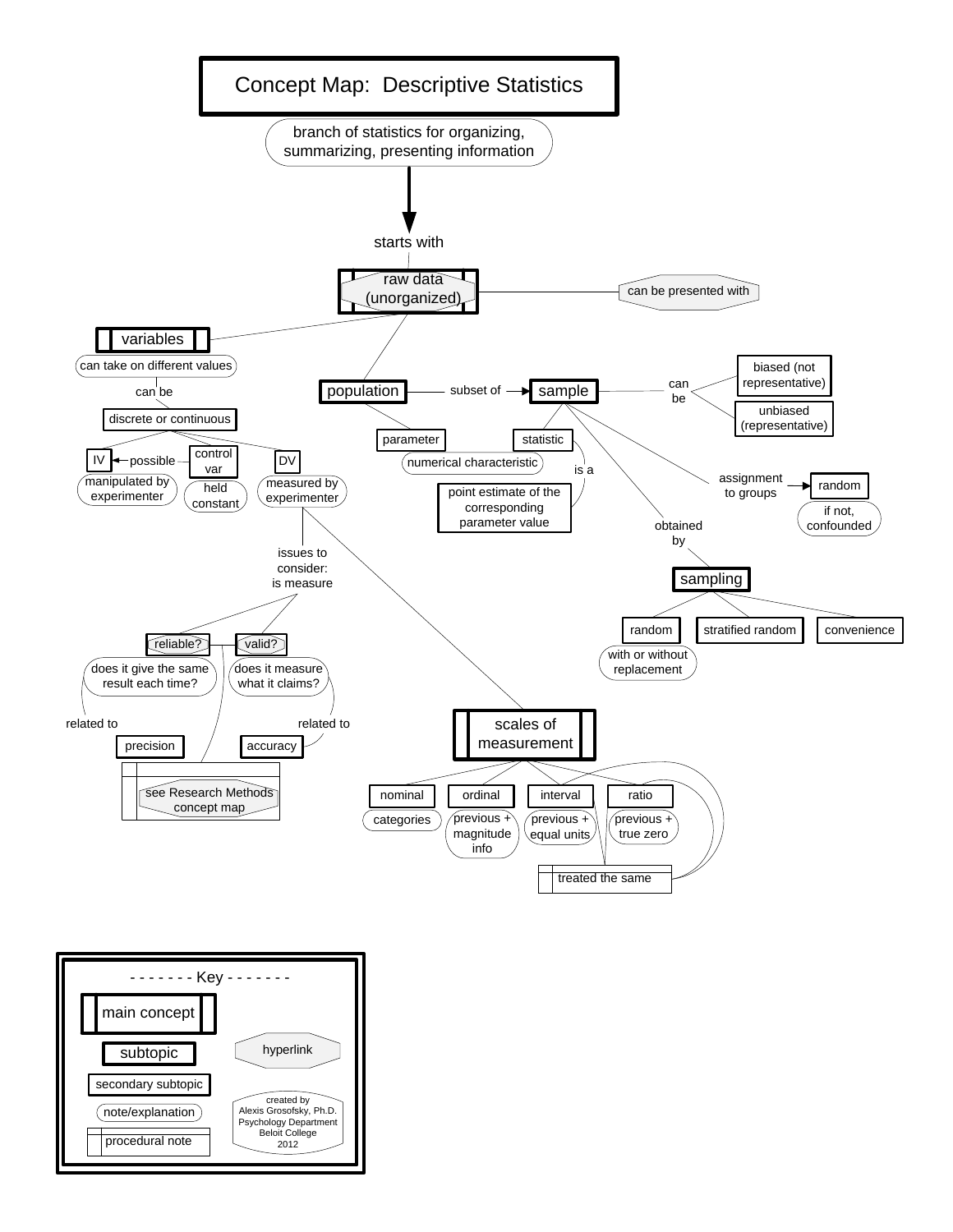# Concept Map: Descriptive Statistics

branch of statistics for organizing, summarizing, presenting information

starts with

**raw data (unorganized)**

can be presented with

**variables**
- can take on different values
- can be
- discrete or continuous
  - IV ← possible — control var — DV
  - IV: manipulated by experimenter
  - control var: held constant
  - DV: measured by experimenter
    - issues to consider: is measure
      - reliable?
        - does it give the same result each time?
        - related to
        - precision
      - valid?
        - does it measure what it claims?
        - related to
        - accuracy
      - see Research Methods concept map

**population** — subset of → **sample**
- parameter
- statistic
- numerical characteristic
- is a
- point estimate of the corresponding parameter value

**sample**
- can be
  - biased (not representative)
  - unbiased (representative)
- assignment to groups → random
  - if not, confounded
- obtained by
  - **sampling**
    - random
      - with or without replacement
    - stratified random
    - convenience

**scales of measurement**
- nominal
  - categories
- ordinal
  - previous + magnitude info
- interval
  - previous + equal units
- ratio
  - previous + true zero
- treated the same

- - - - - - - Key - - - - - - -

- main concept
- subtopic
- secondary subtopic
- note/explanation
- procedural note
- hyperlink

created by Alexis Grosofsky, Ph.D. Psychology Department Beloit College 2012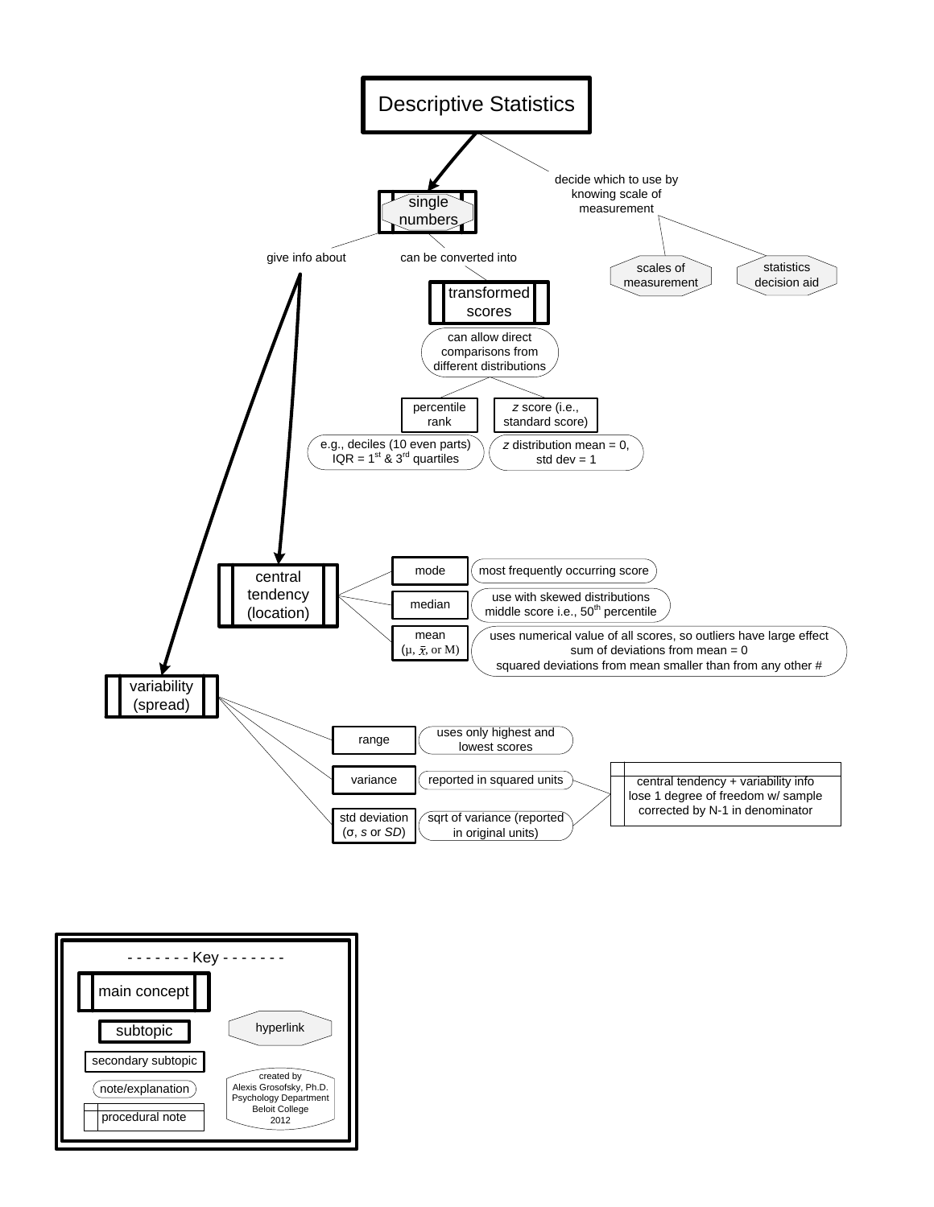# Descriptive Statistics

- **single numbers** (hyperlink)
  - give info about
    - **central tendency (location)**
      - mode — most frequently occurring score
      - median — use with skewed distributions; middle score i.e., 50[th] percentile
      - mean (μ, $\bar{x}$, or M) — uses numerical value of all scores, so outliers have large effect; sum of deviations from mean = 0; squared deviations from mean smaller than from any other #
    - **variability (spread)**
      - range — uses only highest and lowest scores
      - variance — reported in squared units
      - std deviation (σ, *s* or *SD*) — sqrt of variance (reported in original units)
        - (variance and std deviation) central tendency + variability info; lose 1 degree of freedom w/ sample; corrected by N-1 in denominator
  - can be converted into
    - **transformed scores**
      - can allow direct comparisons from different distributions
        - percentile rank — e.g., deciles (10 even parts); IQR = 1[st] & 3[rd] quartiles
        - *z* score (i.e., standard score) — *z* distribution mean = 0, std dev = 1
- decide which to use by knowing scale of measurement
  - scales of measurement (hyperlink)
  - statistics decision aid (hyperlink)

**- - - - - - - Key - - - - - - -**

- main concept
- subtopic
- secondary subtopic
- note/explanation
- procedural note
- hyperlink

created by Alexis Grosofsky, Ph.D.
Psychology Department
Beloit College
2012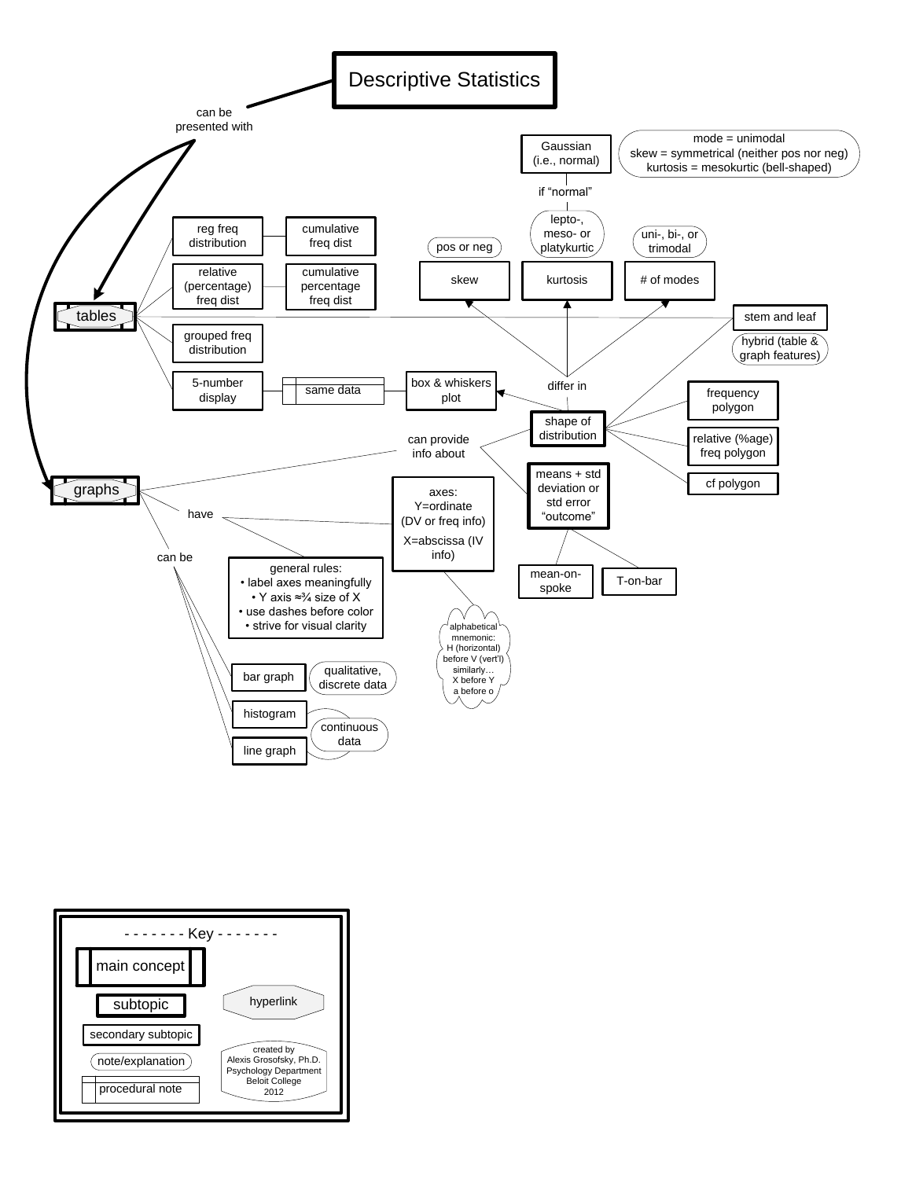# Descriptive Statistics

can be presented with

- **tables**
  - reg freq distribution — cumulative freq dist
  - relative (percentage) freq dist — cumulative percentage freq dist
  - grouped freq distribution
  - 5-number display — same data — box & whiskers plot
  - stem and leaf (hybrid (table & graph features))

- **graphs**
  - can provide info about
    - **shape of distribution**
      - differ in
        - skew (pos or neg)
        - kurtosis (lepto-, meso- or platykurtic)
          - if "normal": Gaussian (i.e., normal) (mode = unimodal; skew = symmetrical (neither pos nor neg); kurtosis = mesokurtic (bell-shaped))
        - # of modes (uni-, bi-, or trimodal)
      - box & whiskers plot
      - stem and leaf
      - frequency polygon
      - relative (%age) freq polygon
      - cf polygon
    - **means + std deviation or std error "outcome"**
      - mean-on-spoke
      - T-on-bar
  - have
    - axes: Y=ordinate (DV or freq info); X=abscissa (IV info)
      - alphabetical mnemonic: H (horizontal) before V (vert'l) similarly… X before Y a before o
    - general rules:
      - label axes meaningfully
      - Y axis ≈¾ size of X
      - use dashes before color
      - strive for visual clarity
  - can be
    - bar graph (qualitative, discrete data)
    - histogram (continuous data)
    - line graph (continuous data)

**Key**

- main concept
- subtopic
- secondary subtopic
- note/explanation
- procedural note
- hyperlink

created by Alexis Grosofsky, Ph.D. Psychology Department Beloit College 2012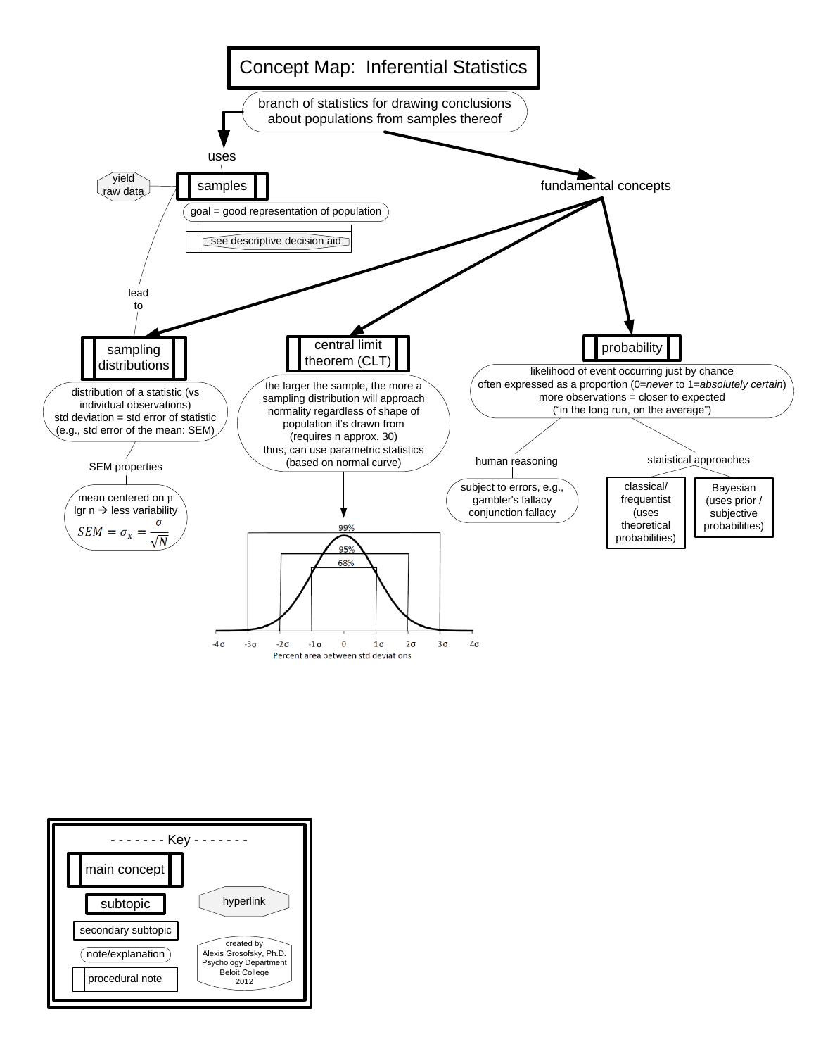# Concept Map: Inferential Statistics

branch of statistics for drawing conclusions about populations from samples thereof

- **uses** → **samples**
  - yield raw data
  - goal = good representation of population
  - see descriptive decision aid
  - lead to → **sampling distributions**

- **fundamental concepts**
  - **sampling distributions**
    - distribution of a statistic (vs individual observations)
    - std deviation = std error of statistic (e.g., std error of the mean: SEM)
    - SEM properties
      - mean centered on μ
      - lgr n → less variability
      - $SEM = \sigma_{\overline{x}} = \frac{\sigma}{\sqrt{N}}$
  - **central limit theorem (CLT)**
    - the larger the sample, the more a sampling distribution will approach normality regardless of shape of population it's drawn from (requires n approx. 30)
    - thus, can use parametric statistics (based on normal curve)
    - 99% / 95% / 68% — -4σ, -3σ, -2σ, -1σ, 0, 1σ, 2σ, 3σ, 4σ — Percent area between std deviations
  - **probability**
    - likelihood of event occurring just by chance
    - often expressed as a proportion (0=*never* to 1=*absolutely certain*)
    - more observations = closer to expected
    - ("in the long run, on the average")
    - human reasoning
      - subject to errors, e.g., gambler's fallacy conjunction fallacy
    - statistical approaches
      - classical/ frequentist (uses theoretical probabilities)
      - Bayesian (uses prior / subjective probabilities)

**- - - - - - - Key - - - - - - -**

- main concept
- subtopic
- secondary subtopic
- note/explanation
- procedural note
- hyperlink

created by Alexis Grosofsky, Ph.D. Psychology Department Beloit College 2012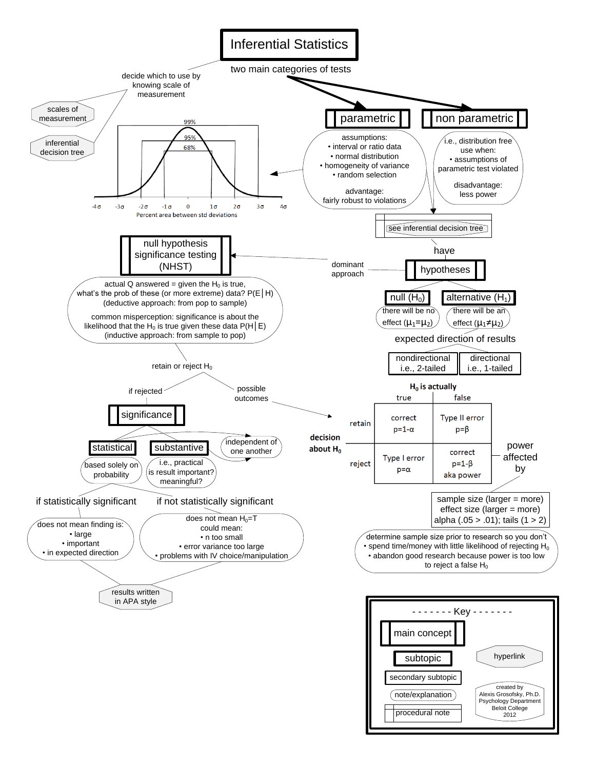# Inferential Statistics

two main categories of tests

decide which to use by knowing scale of measurement

- scales of measurement
- inferential decision tree

99%
95%
68%

-4σ -3σ -2σ -1σ 0 1σ 2σ 3σ 4σ

Percent area between std deviations

## parametric

assumptions:
- interval or ratio data
- normal distribution
- homogeneity of variance
- random selection

advantage:
fairly robust to violations

## non parametric

i.e., distribution free
use when:
- assumptions of parametric test violated

disadvantage:
less power

see inferential decision tree

have

## hypotheses

dominant approach

### null ($H_0$)

there will be no effect ($\mu_1 = \mu_2$)

### alternative ($H_1$)

there will be an effect ($\mu_1 \neq \mu_2$)

expected direction of results

- nondirectional i.e., 2-tailed
- directional i.e., 1-tailed

## null hypothesis significance testing (NHST)

actual Q answered = given the $H_0$ is true, what's the prob of these (or more extreme) data? $P(E|H)$ (deductive approach: from pop to sample)

common misperception: significance is about the likelihood that the $H_0$ is true given these data $P(H|E)$ (inductive approach: from sample to pop)

retain or reject $H_0$

possible outcomes

| | | **$H_0$ is actually** true | **$H_0$ is actually** false |
|---|---|---|---|
| **decision about $H_0$** | retain | correct $p=1-\alpha$ | Type II error $p=\beta$ |
| | reject | Type I error $p=\alpha$ | correct $p=1-\beta$ aka power |

power affected by

sample size (larger = more)
effect size (larger = more)
alpha (.05 > .01); tails (1 > 2)

determine sample size prior to research so you don't
- spend time/money with little likelihood of rejecting $H_0$
- abandon good research because power is too low to reject a false $H_0$

if rejected

## significance

### statistical

based solely on probability

### substantive

i.e., practical
is result important? meaningful?

independent of one another

if statistically significant

does not mean finding is:
- large
- important
- in expected direction

if not statistically significant

does not mean $H_0$=T
could mean:
- n too small
- error variance too large
- problems with IV choice/manipulation

results written in APA style

---

**Key**

- main concept
- subtopic
- secondary subtopic
- note/explanation
- procedural note
- hyperlink

created by
Alexis Grosofsky, Ph.D.
Psychology Department
Beloit College
2012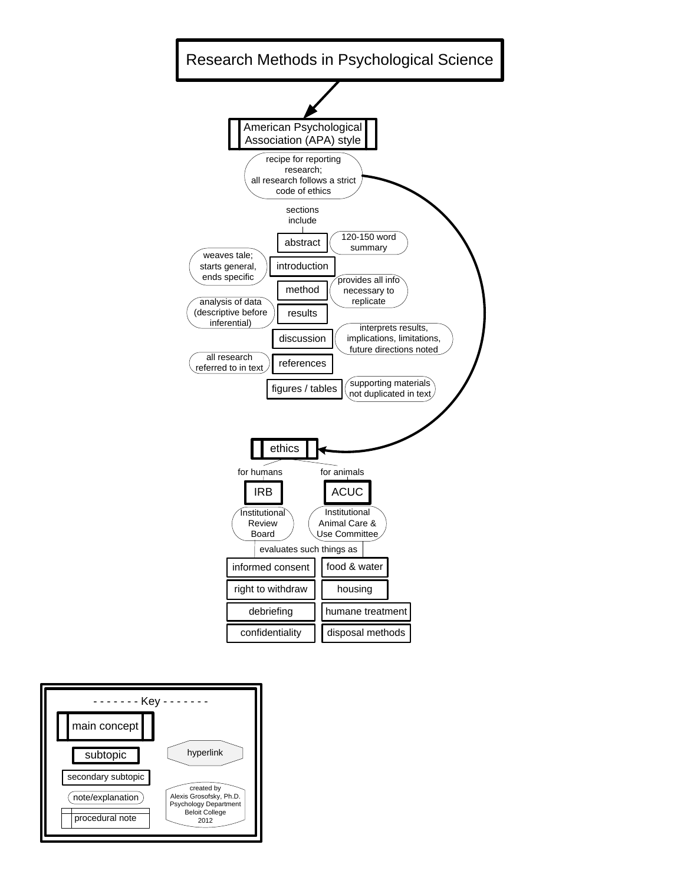# Research Methods in Psychological Science

## American Psychological Association (APA) style

recipe for reporting research; all research follows a strict code of ethics

sections include

- **abstract** — 120-150 word summary
- **introduction** — weaves tale; starts general, ends specific
- **method** — provides all info necessary to replicate
- **results** — analysis of data (descriptive before inferential)
- **discussion** — interprets results, implications, limitations, future directions noted
- **references** — all research referred to in text
- **figures / tables** — supporting materials not duplicated in text

## ethics

- for humans: **IRB** — Institutional Review Board
- for animals: **ACUC** — Institutional Animal Care & Use Committee

evaluates such things as

| IRB | ACUC |
|---|---|
| informed consent | food & water |
| right to withdraw | housing |
| debriefing | humane treatment |
| confidentiality | disposal methods |

---

**Key**

- main concept
- subtopic
- secondary subtopic
- note/explanation
- procedural note
- hyperlink

created by Alexis Grosofsky, Ph.D.
Psychology Department
Beloit College
2012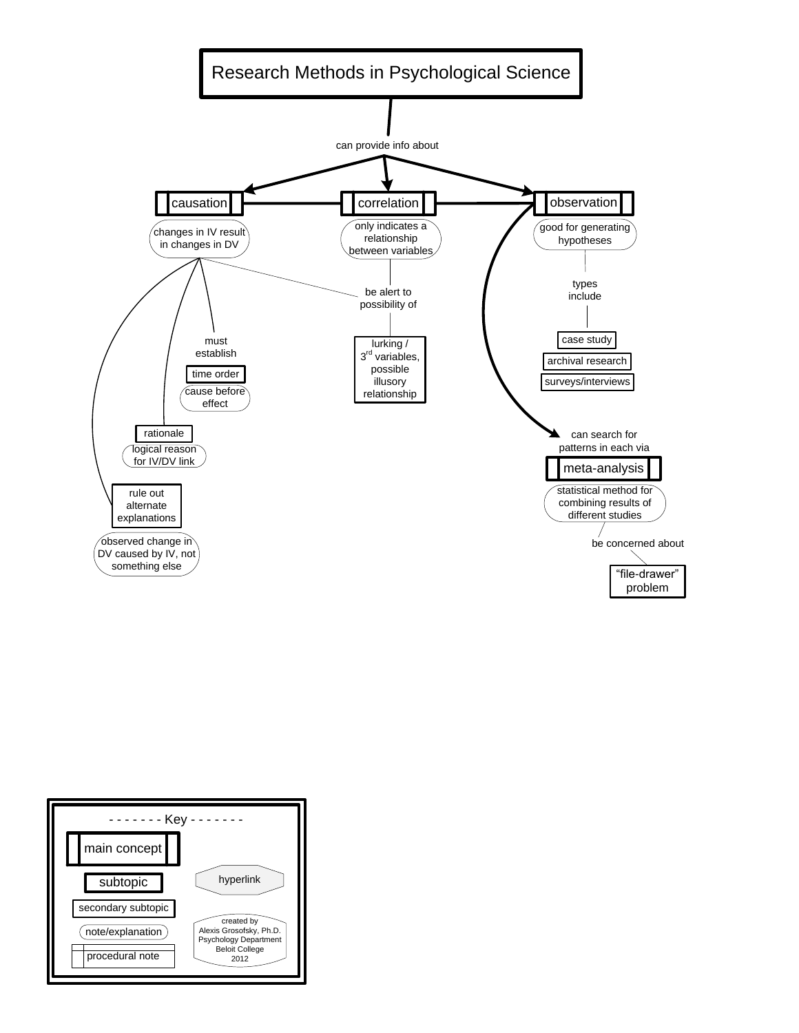# Research Methods in Psychological Science

**can provide info about**

## causation

changes in IV result in changes in DV

- **must establish**
  - **time order**
    - cause before effect
- **rationale**
  - logical reason for IV/DV link
- **rule out alternate explanations**
  - observed change in DV caused by IV, not something else
- **be alert to possibility of**
  - **lurking / 3rd variables, possible illusory relationship**

## correlation

only indicates a relationship between variables

- **be alert to possibility of**
  - **lurking / 3rd variables, possible illusory relationship**

## observation

good for generating hypotheses

- **types include**
  - case study
  - archival research
  - surveys/interviews
- **can search for patterns in each via**
  - **meta-analysis**
    - statistical method for combining results of different studies
    - **be concerned about**
      - **"file-drawer" problem**

---

- - - - - - - Key - - - - - - -

- main concept
- subtopic
- secondary subtopic
- note/explanation
- procedural note
- hyperlink

created by
Alexis Grosofsky, Ph.D.
Psychology Department
Beloit College
2012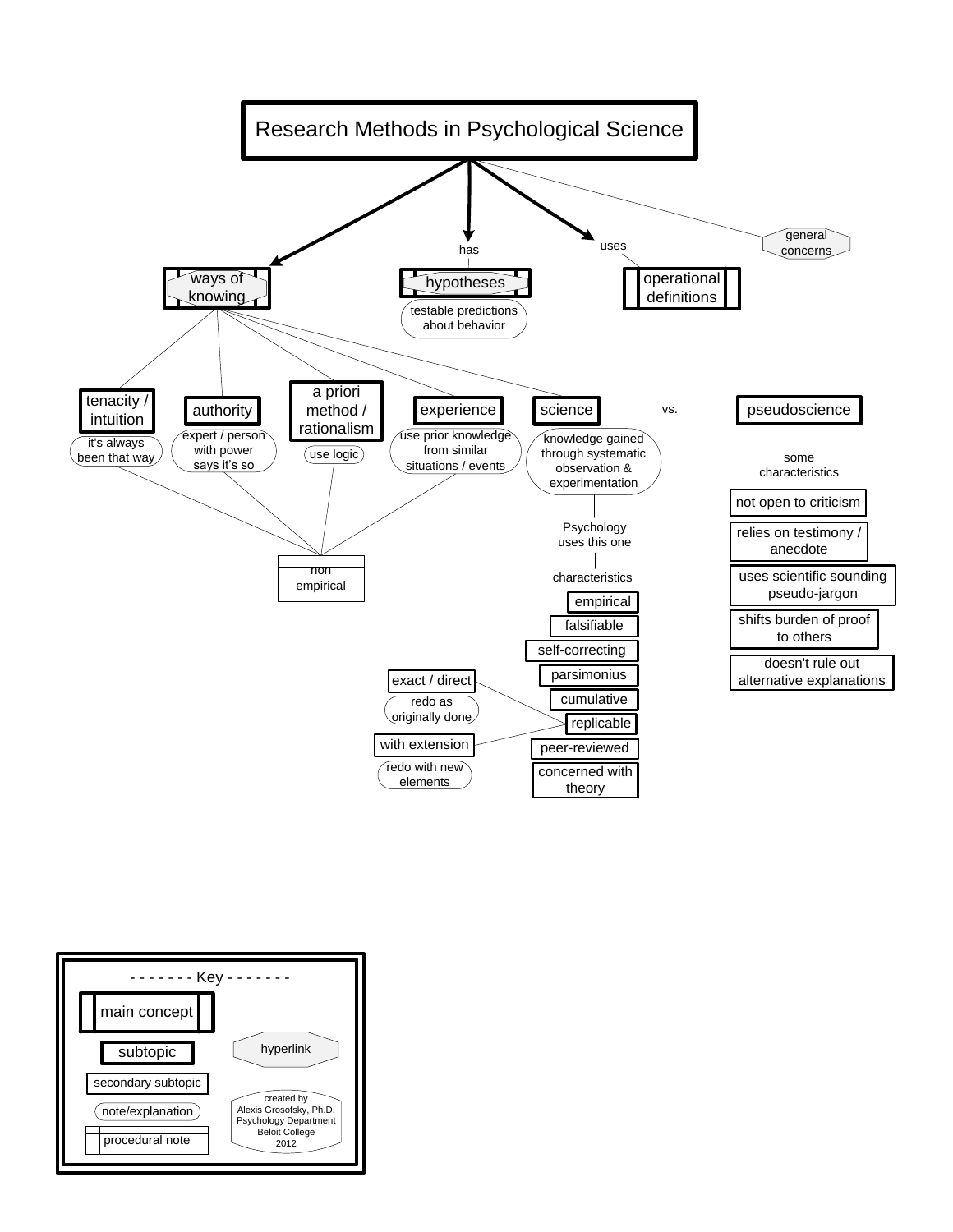# Research Methods in Psychological Science

- **ways of knowing**
  - **tenacity / intuition** — it's always been that way
  - **authority** — expert / person with power says it's so
  - **a priori method / rationalism** — use logic
  - **experience** — use prior knowledge from similar situations / events
    - (tenacity / intuition, authority, a priori method / rationalism, experience): non empirical
  - **science** — knowledge gained through systematic observation & experimentation
    - Psychology uses this one
    - characteristics
      - empirical
      - falsifiable
      - self-correcting
      - parsimonius
      - cumulative
      - replicable
        - exact / direct — redo as originally done
        - with extension — redo with new elements
      - peer-reviewed
      - concerned with theory
    - vs. **pseudoscience**
      - some characteristics
        - not open to criticism
        - relies on testimony / anecdote
        - uses scientific sounding pseudo-jargon
        - shifts burden of proof to others
        - doesn't rule out alternative explanations
- has **hypotheses** — testable predictions about behavior
- uses **operational definitions**
- general concerns

- - - - - - - Key - - - - - - -

- main concept
- subtopic
- secondary subtopic
- note/explanation
- procedural note
- hyperlink

created by
Alexis Grosofsky, Ph.D.
Psychology Department
Beloit College
2012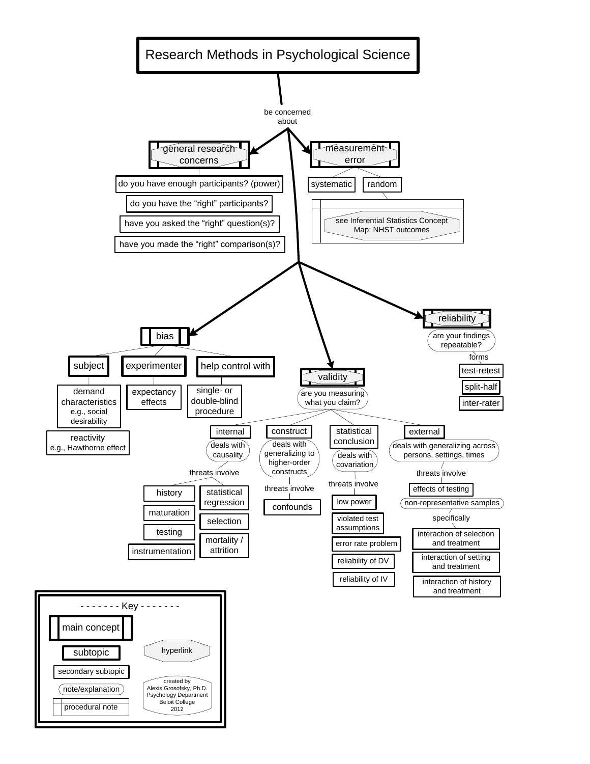# Research Methods in Psychological Science

be concerned about

## general research concerns

- do you have enough participants? (power)
- do you have the "right" participants?
- have you asked the "right" question(s)?
- have you made the "right" comparison(s)?

## measurement error

- systematic
- random
  - see Inferential Statistics Concept Map: NHST outcomes

## bias

- subject
  - demand characteristics e.g., social desirability
  - reactivity e.g., Hawthorne effect
- experimenter
  - expectancy effects
- help control with
  - single- or double-blind procedure

## validity

are you measuring what you claim?

- internal
  - deals with causality
  - threats involve
    - history
    - maturation
    - testing
    - instrumentation
    - statistical regression
    - selection
    - mortality / attrition
- construct
  - deals with generalizing to higher-order constructs
  - threats involve
    - confounds
- statistical conclusion
  - deals with covariation
  - threats involve
    - low power
    - violated test assumptions
    - error rate problem
    - reliability of DV
    - reliability of IV
- external
  - deals with generalizing across persons, settings, times
  - threats involve
    - effects of testing
    - non-representative samples
      - specifically
        - interaction of selection and treatment
        - interaction of setting and treatment
        - interaction of history and treatment

## reliability

are your findings repeatable?

forms

- test-retest
- split-half
- inter-rater

---

**Key**

- main concept
- subtopic
- secondary subtopic
- note/explanation
- procedural note
- hyperlink

created by Alexis Grosofsky, Ph.D. Psychology Department Beloit College 2012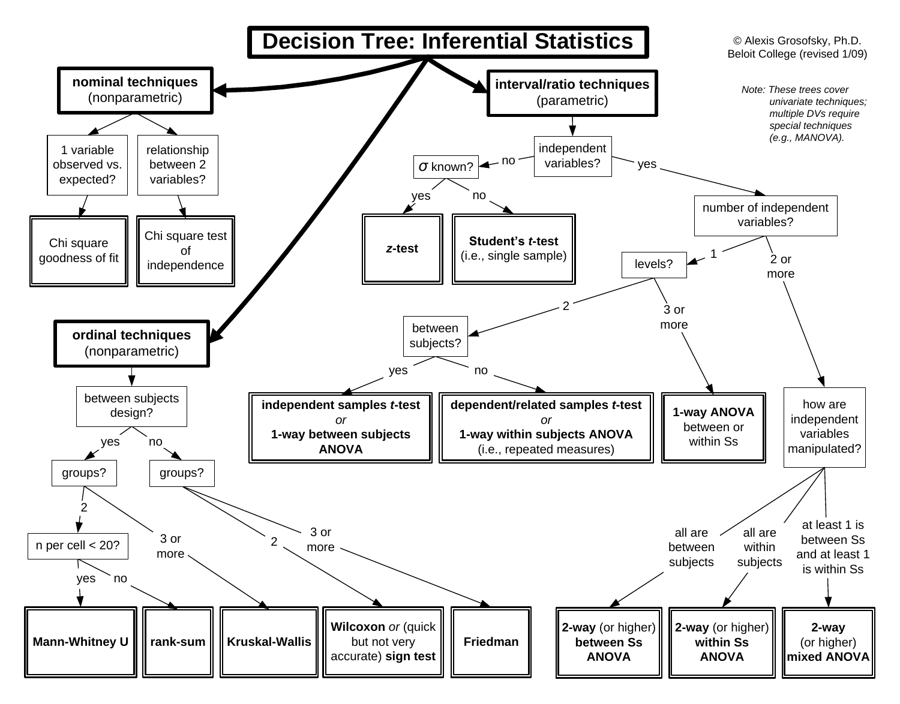# Decision Tree: Inferential Statistics

© Alexis Grosofsky, Ph.D.
Beloit College (revised 1/09)

*Note: These trees cover univariate techniques; multiple DVs require special techniques (e.g., MANOVA).*

## nominal techniques (nonparametric)

- **1 variable observed vs. expected?** → Chi square goodness of fit
- **relationship between 2 variables?** → Chi square test of independence

## interval/ratio techniques (parametric)

- **independent variables?**
  - no → **$\sigma$ known?**
    - yes → ***z*-test**
    - no → **Student's *t*-test** (i.e., single sample)
  - yes → **number of independent variables?**
    - 1 → **levels?**
      - 2 → **between subjects?**
        - yes → **independent samples *t*-test** *or* **1-way between subjects ANOVA**
        - no → **dependent/related samples *t*-test** *or* **1-way within subjects ANOVA** (i.e., repeated measures)
      - 3 or more → **1-way ANOVA** between or within Ss
    - 2 or more → **how are independent variables manipulated?**
      - all are between subjects → **2-way** (or higher) **between Ss ANOVA**
      - all are within subjects → **2-way** (or higher) **within Ss ANOVA**
      - at least 1 is between Ss and at least 1 is within Ss → **2-way** (or higher) **mixed ANOVA**

## ordinal techniques (nonparametric)

- **between subjects design?**
  - yes → **groups?**
    - 2 → **n per cell < 20?**
      - yes → **Mann-Whitney U**
      - no → **rank-sum**
    - 3 or more → **Kruskal-Wallis**
  - no → **groups?**
    - 2 → **Wilcoxon** *or* (quick but not very accurate) **sign test**
    - 3 or more → **Friedman**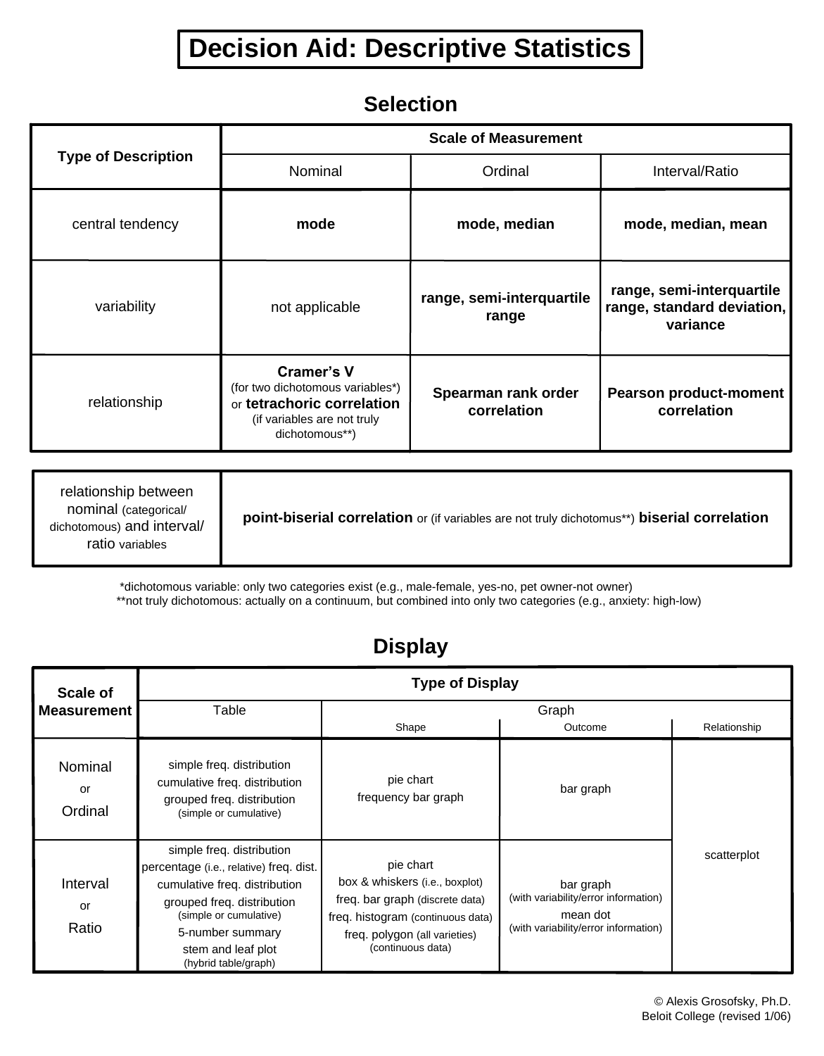# Decision Aid: Descriptive Statistics

## Selection

| Type of Description | Scale of Measurement | | |
|---|---|---|---|
| | Nominal | Ordinal | Interval/Ratio |
| central tendency | **mode** | **mode, median** | **mode, median, mean** |
| variability | not applicable | **range, semi-interquartile range** | **range, semi-interquartile range, standard deviation, variance** |
| relationship | **Cramer's V** (for two dichotomous variables*) or **tetrachoric correlation** (if variables are not truly dichotomous**) | **Spearman rank order correlation** | **Pearson product-moment correlation** |

| | |
|---|---|
| relationship between nominal (categorical/ dichotomous) and interval/ ratio variables | **point-biserial correlation** or (if variables are not truly dichotomus**) **biserial correlation** |

*dichotomous variable: only two categories exist (e.g., male-female, yes-no, pet owner-not owner)
**not truly dichotomous: actually on a continuum, but combined into only two categories (e.g., anxiety: high-low)

## Display

| Scale of Measurement | Type of Display | | | |
|---|---|---|---|---|
| | Table | Graph | | |
| | | Shape | Outcome | Relationship |
| Nominal or Ordinal | simple freq. distribution<br>cumulative freq. distribution<br>grouped freq. distribution (simple or cumulative) | pie chart<br>frequency bar graph | bar graph | scatterplot |
| Interval or Ratio | simple freq. distribution<br>percentage (i.e., relative) freq. dist.<br>cumulative freq. distribution<br>grouped freq. distribution (simple or cumulative)<br>5-number summary<br>stem and leaf plot (hybrid table/graph) | pie chart<br>box & whiskers (i.e., boxplot)<br>freq. bar graph (discrete data)<br>freq. histogram (continuous data)<br>freq. polygon (all varieties) (continuous data) | bar graph (with variability/error information)<br>mean dot (with variability/error information) | scatterplot |

© Alexis Grosofsky, Ph.D.
Beloit College (revised 1/06)